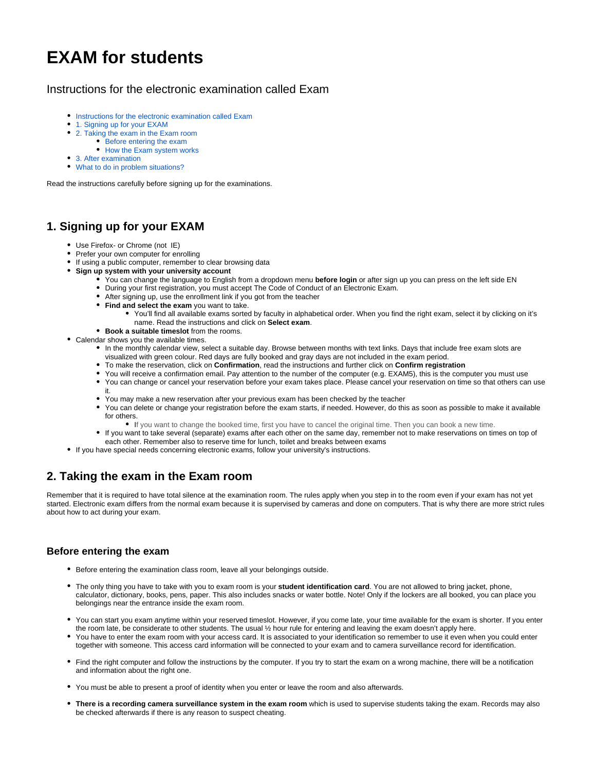# EXAM for students

## Instructions for the electronic examination called Exam

- Instructions for the electronic examination called Exam
- 1. Signing up for your EXAM
- 2. Taking the exam in the Exam room
    - Before entering the exam
    - How the Exam system works
- 3. After examination
- What to do in problem situations?

Read the instructions carefully before signing up for the examinations.

## 1. Signing up for your EXAM

- Use Firefox- or Chrome (not  IE)
- Prefer your own computer for enrolling
- If using a public computer, remember to clear browsing data
- **Sign up system with your university account**
    - You can change the language to English from a dropdown menu **before login** or after sign up you can press on the left side EN
    - During your first registration, you must accept The Code of Conduct of an Electronic Exam.
    - After signing up, use the enrollment link if you got from the teacher
    - **Find and select the exam** you want to take.
        - You'll find all available exams sorted by faculty in alphabetical order. When you find the right exam, select it by clicking on it's name. Read the instructions and click on **Select exam**.
    - **Book a suitable timeslot** from the rooms.
- Calendar shows you the available times.
    - In the monthly calendar view, select a suitable day. Browse between months with text links. Days that include free exam slots are visualized with green colour. Red days are fully booked and gray days are not included in the exam period.
    - To make the reservation, click on **Confirmation**, read the instructions and further click on **Confirm registration**
    - You will receive a confirmation email. Pay attention to the number of the computer (e.g. EXAM5), this is the computer you must use
    - You can change or cancel your reservation before your exam takes place. Please cancel your reservation on time so that others can use it.
    - You may make a new reservation after your previous exam has been checked by the teacher
    - You can delete or change your registration before the exam starts, if needed. However, do this as soon as possible to make it available for others.
        - If you want to change the booked time, first you have to cancel the original time. Then you can book a new time.
    - If you want to take several (separate) exams after each other on the same day, remember not to make reservations on times on top of each other. Remember also to reserve time for lunch, toilet and breaks between exams
- If you have special needs concerning electronic exams, follow your university's instructions.

## 2. Taking the exam in the Exam room

Remember that it is required to have total silence at the examination room. The rules apply when you step in to the room even if your exam has not yet started. Electronic exam differs from the normal exam because it is supervised by cameras and done on computers. That is why there are more strict rules about how to act during your exam.

### Before entering the exam

- Before entering the examination class room, leave all your belongings outside.
- The only thing you have to take with you to exam room is your **student identification card**. You are not allowed to bring jacket, phone, calculator, dictionary, books, pens, paper. This also includes snacks or water bottle. Note! Only if the lockers are all booked, you can place you belongings near the entrance inside the exam room.
- You can start you exam anytime within your reserved timeslot. However, if you come late, your time available for the exam is shorter. If you enter the room late, be considerate to other students. The usual ½ hour rule for entering and leaving the exam doesn't apply here.
- You have to enter the exam room with your access card. It is associated to your identification so remember to use it even when you could enter together with someone. This access card information will be connected to your exam and to camera surveillance record for identification.
- Find the right computer and follow the instructions by the computer. If you try to start the exam on a wrong machine, there will be a notification and information about the right one.
- You must be able to present a proof of identity when you enter or leave the room and also afterwards.
- **There is a recording camera surveillance system in the exam room** which is used to supervise students taking the exam. Records may also be checked afterwards if there is any reason to suspect cheating.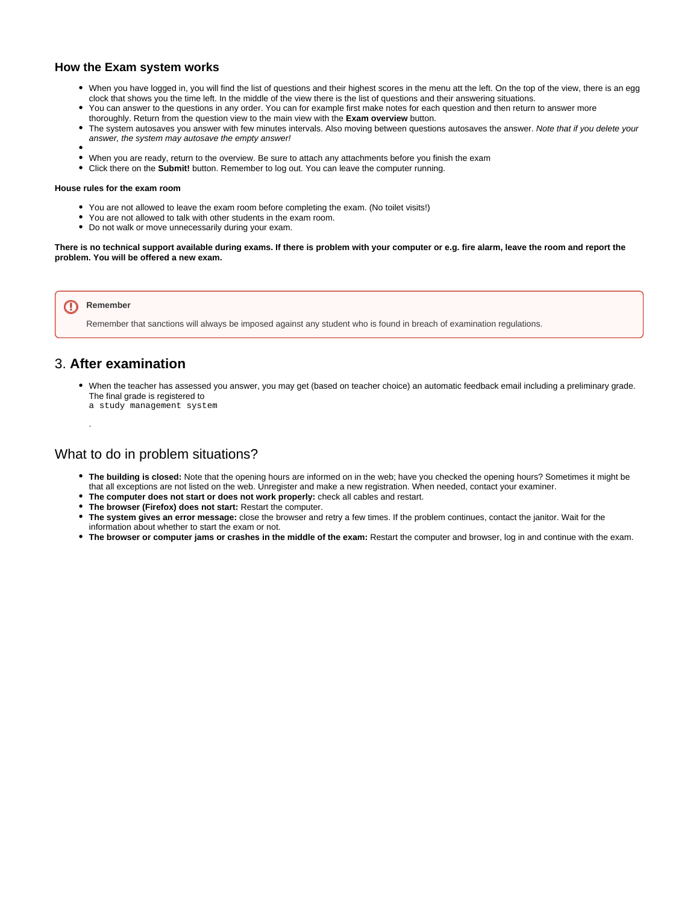### How the Exam system works

- When you have logged in, you will find the list of questions and their highest scores in the menu att the left. On the top of the view, there is an egg clock that shows you the time left. In the middle of the view there is the list of questions and their answering situations.
- You can answer to the questions in any order. You can for example first make notes for each question and then return to answer more thoroughly. Return from the question view to the main view with the **Exam overview** button.
- The system autosaves you answer with few minutes intervals. Also moving between questions autosaves the answer. *Note that if you delete your answer, the system may autosave the empty answer!*
- 
- When you are ready, return to the overview. Be sure to attach any attachments before you finish the exam
- Click there on the **Submit!** button. Remember to log out. You can leave the computer running.

#### House rules for the exam room

- You are not allowed to leave the exam room before completing the exam. (No toilet visits!)
- You are not allowed to talk with other students in the exam room.
- Do not walk or move unnecessarily during your exam.

**There is no technical support available during exams. If there is problem with your computer or e.g. fire alarm, leave the room and report the problem. You will be offered a new exam.**

> **Remember**
>
> Remember that sanctions will always be imposed against any student who is found in breach of examination regulations.

## 3. **After examination**

- When the teacher has assessed you answer, you may get (based on teacher choice) an automatic feedback email including a preliminary grade. The final grade is registered to
  `a study management system`

  .

## What to do in problem situations?

- **The building is closed:** Note that the opening hours are informed on in the web; have you checked the opening hours? Sometimes it might be that all exceptions are not listed on the web. Unregister and make a new registration. When needed, contact your examiner.
- **The computer does not start or does not work properly:** check all cables and restart.
- **The browser (Firefox) does not start:** Restart the computer.
- **The system gives an error message:** close the browser and retry a few times. If the problem continues, contact the janitor. Wait for the information about whether to start the exam or not.
- **The browser or computer jams or crashes in the middle of the exam:** Restart the computer and browser, log in and continue with the exam.